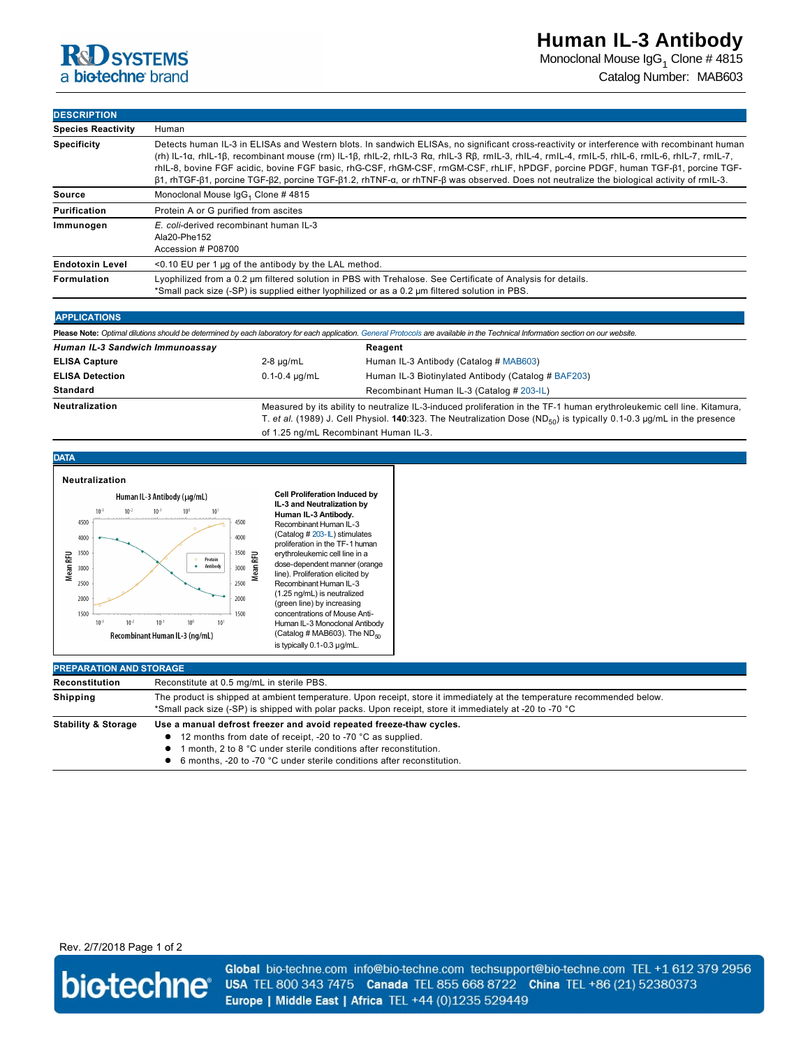# Human IL-3 Antibody

Monoclonal Mouse $IgG_1$ Clone # 4815

Catalog Number: MAB603

## DESCRIPTION

| | |
|---|---|
| **Species Reactivity** | Human |
| **Specificity** | Detects human IL-3 in ELISAs and Western blots. In sandwich ELISAs, no significant cross-reactivity or interference with recombinant human (rh) IL-1α, rhIL-1β, recombinant mouse (rm) IL-1β, rhIL-2, rhIL-3 Rα, rhIL-3 Rβ, rmIL-3, rhIL-4, rmIL-4, rmIL-5, rhIL-6, rmIL-6, rhIL-7, rmIL-7, rhIL-8, bovine FGF acidic, bovine FGF basic, rhG-CSF, rhGM-CSF, rmGM-CSF, rhLIF, hPDGF, porcine PDGF, human TGF-β1, porcine TGF-β1, rhTGF-β1, porcine TGF-β2, porcine TGF-β1.2, rhTNF-α, or rhTNF-β was observed. Does not neutralize the biological activity of rmIL-3. |
| **Source** | Monoclonal Mouse $IgG_1$ Clone # 4815 |
| **Purification** | Protein A or G purified from ascites |
| **Immunogen** | *E. coli*-derived recombinant human IL-3<br>Ala20-Phe152<br>Accession # P08700 |
| **Endotoxin Level** | <0.10 EU per 1 μg of the antibody by the LAL method. |
| **Formulation** | Lyophilized from a 0.2 μm filtered solution in PBS with Trehalose. See Certificate of Analysis for details.<br>*Small pack size (-SP) is supplied either lyophilized or as a 0.2 μm filtered solution in PBS. |

## APPLICATIONS

**Please Note:** *Optimal dilutions should be determined by each laboratory for each application. General Protocols are available in the Technical Information section on our website.*

| ***Human IL-3 Sandwich Immunoassay*** | | **Reagent** |
|---|---|---|
| **ELISA Capture** | 2-8 μg/mL | Human IL-3 Antibody (Catalog # MAB603) |
| **ELISA Detection** | 0.1-0.4 μg/mL | Human IL-3 Biotinylated Antibody (Catalog # BAF203) |
| **Standard** | | Recombinant Human IL-3 (Catalog # 203-IL) |

**Neutralization** — Measured by its ability to neutralize IL-3-induced proliferation in the TF-1 human erythroleukemic cell line. Kitamura, T. *et al.* (1989) J. Cell Physiol. **140**:323. The Neutralization Dose ($ND_{50}$) is typically 0.1-0.3 μg/mL in the presence of 1.25 ng/mL Recombinant Human IL-3.

## DATA

**Neutralization**

**Cell Proliferation Induced by IL-3 and Neutralization by Human IL-3 Antibody.** Recombinant Human IL-3 (Catalog # 203-IL) stimulates proliferation in the TF-1 human erythroleukemic cell line in a dose-dependent manner (orange line). Proliferation elicited by Recombinant Human IL-3 (1.25 ng/mL) is neutralized (green line) by increasing concentrations of Mouse Anti-Human IL-3 Monoclonal Antibody (Catalog # MAB603). The $ND_{50}$ is typically 0.1-0.3 μg/mL.

## PREPARATION AND STORAGE

| | |
|---|---|
| **Reconstitution** | Reconstitute at 0.5 mg/mL in sterile PBS. |
| **Shipping** | The product is shipped at ambient temperature. Upon receipt, store it immediately at the temperature recommended below.<br>*Small pack size (-SP) is shipped with polar packs. Upon receipt, store it immediately at -20 to -70 °C |
| **Stability & Storage** | **Use a manual defrost freezer and avoid repeated freeze-thaw cycles.**<br>● 12 months from date of receipt, -20 to -70 °C as supplied.<br>● 1 month, 2 to 8 °C under sterile conditions after reconstitution.<br>● 6 months, -20 to -70 °C under sterile conditions after reconstitution. |

Rev. 2/7/2018

**Global** bio-techne.com info@bio-techne.com techsupport@bio-techne.com TEL +1 612 379 2956 **USA** TEL 800 343 7475 **Canada** TEL 855 668 8722 **China** TEL +86 (21) 52380373 **Europe | Middle East | Africa** TEL +44 (0)1235 529449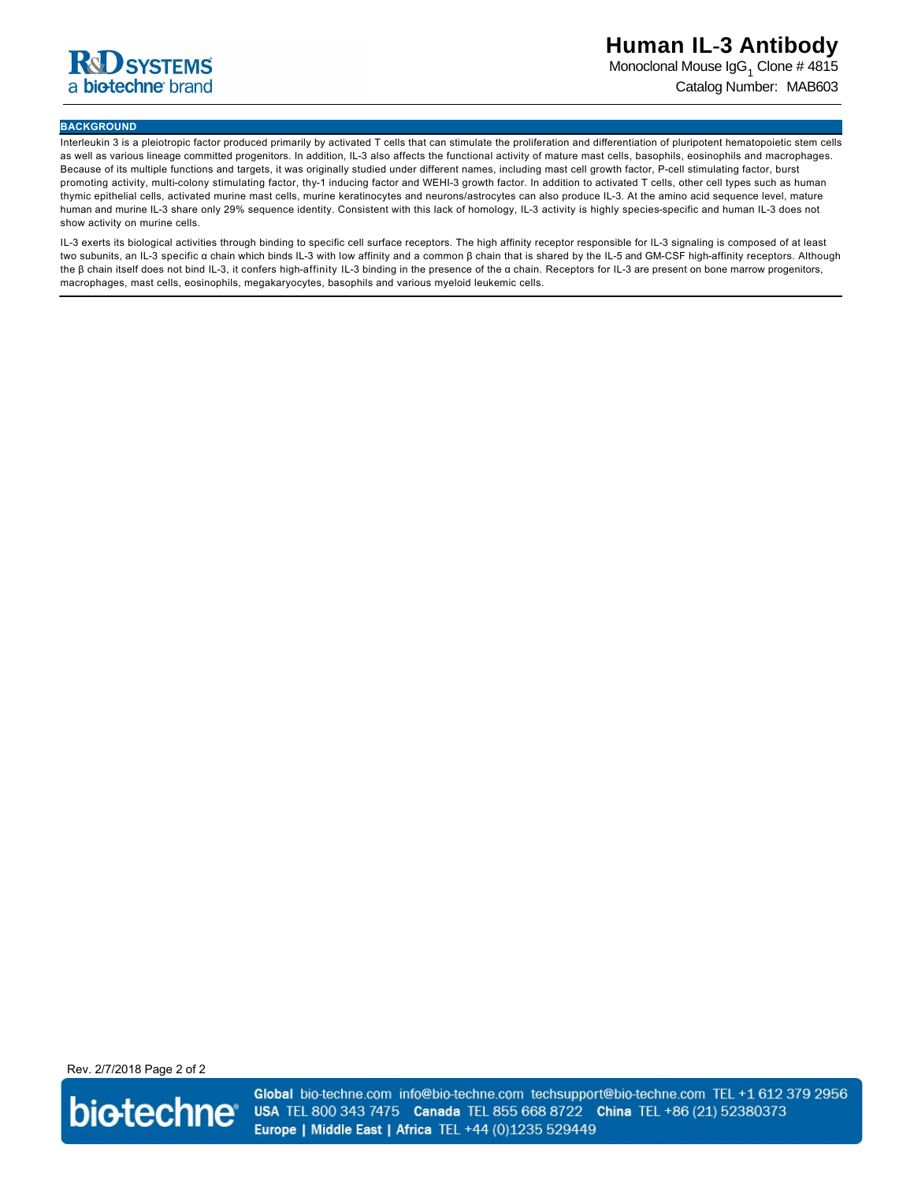## BACKGROUND

Interleukin 3 is a pleiotropic factor produced primarily by activated T cells that can stimulate the proliferation and differentiation of pluripotent hematopoietic stem cells as well as various lineage committed progenitors. In addition, IL-3 also affects the functional activity of mature mast cells, basophils, eosinophils and macrophages. Because of its multiple functions and targets, it was originally studied under different names, including mast cell growth factor, P-cell stimulating factor, burst promoting activity, multi-colony stimulating factor, thy-1 inducing factor and WEHI-3 growth factor. In addition to activated T cells, other cell types such as human thymic epithelial cells, activated murine mast cells, murine keratinocytes and neurons/astrocytes can also produce IL-3. At the amino acid sequence level, mature human and murine IL-3 share only 29% sequence identity. Consistent with this lack of homology, IL-3 activity is highly species-specific and human IL-3 does not show activity on murine cells.

IL-3 exerts its biological activities through binding to specific cell surface receptors. The high affinity receptor responsible for IL-3 signaling is composed of at least two subunits, an IL-3 specific α chain which binds IL-3 with low affinity and a common β chain that is shared by the IL-5 and GM-CSF high-affinity receptors. Although the β chain itself does not bind IL-3, it confers high-affinity IL-3 binding in the presence of the α chain. Receptors for IL-3 are present on bone marrow progenitors, macrophages, mast cells, eosinophils, megakaryocytes, basophils and various myeloid leukemic cells.